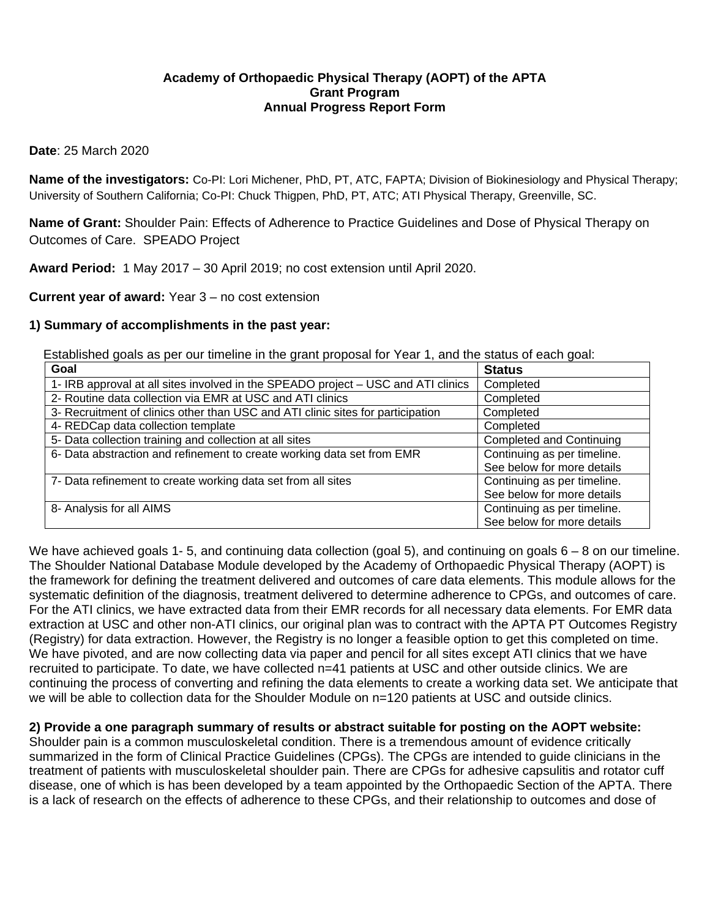**Academy of Orthopaedic Physical Therapy (AOPT) of the APTA**
**Grant Program**
**Annual Progress Report Form**

**Date**: 25 March 2020

**Name of the investigators:** Co-PI: Lori Michener, PhD, PT, ATC, FAPTA; Division of Biokinesiology and Physical Therapy; University of Southern California; Co-PI: Chuck Thigpen, PhD, PT, ATC; ATI Physical Therapy, Greenville, SC.

**Name of Grant:** Shoulder Pain: Effects of Adherence to Practice Guidelines and Dose of Physical Therapy on Outcomes of Care. SPEADO Project

**Award Period:** 1 May 2017 – 30 April 2019; no cost extension until April 2020.

**Current year of award:** Year 3 – no cost extension

**1) Summary of accomplishments in the past year:**

Established goals as per our timeline in the grant proposal for Year 1, and the status of each goal:

| Goal | Status |
|---|---|
| 1- IRB approval at all sites involved in the SPEADO project – USC and ATI clinics | Completed |
| 2- Routine data collection via EMR at USC and ATI clinics | Completed |
| 3- Recruitment of clinics other than USC and ATI clinic sites for participation | Completed |
| 4- REDCap data collection template | Completed |
| 5- Data collection training and collection at all sites | Completed and Continuing |
| 6- Data abstraction and refinement to create working data set from EMR | Continuing as per timeline. See below for more details |
| 7- Data refinement to create working data set from all sites | Continuing as per timeline. See below for more details |
| 8- Analysis for all AIMS | Continuing as per timeline. See below for more details |

We have achieved goals 1- 5, and continuing data collection (goal 5), and continuing on goals 6 – 8 on our timeline. The Shoulder National Database Module developed by the Academy of Orthopaedic Physical Therapy (AOPT) is the framework for defining the treatment delivered and outcomes of care data elements. This module allows for the systematic definition of the diagnosis, treatment delivered to determine adherence to CPGs, and outcomes of care. For the ATI clinics, we have extracted data from their EMR records for all necessary data elements. For EMR data extraction at USC and other non-ATI clinics, our original plan was to contract with the APTA PT Outcomes Registry (Registry) for data extraction. However, the Registry is no longer a feasible option to get this completed on time. We have pivoted, and are now collecting data via paper and pencil for all sites except ATI clinics that we have recruited to participate. To date, we have collected n=41 patients at USC and other outside clinics. We are continuing the process of converting and refining the data elements to create a working data set. We anticipate that we will be able to collection data for the Shoulder Module on n=120 patients at USC and outside clinics.

**2) Provide a one paragraph summary of results or abstract suitable for posting on the AOPT website:**
Shoulder pain is a common musculoskeletal condition. There is a tremendous amount of evidence critically summarized in the form of Clinical Practice Guidelines (CPGs). The CPGs are intended to guide clinicians in the treatment of patients with musculoskeletal shoulder pain. There are CPGs for adhesive capsulitis and rotator cuff disease, one of which is has been developed by a team appointed by the Orthopaedic Section of the APTA. There is a lack of research on the effects of adherence to these CPGs, and their relationship to outcomes and dose of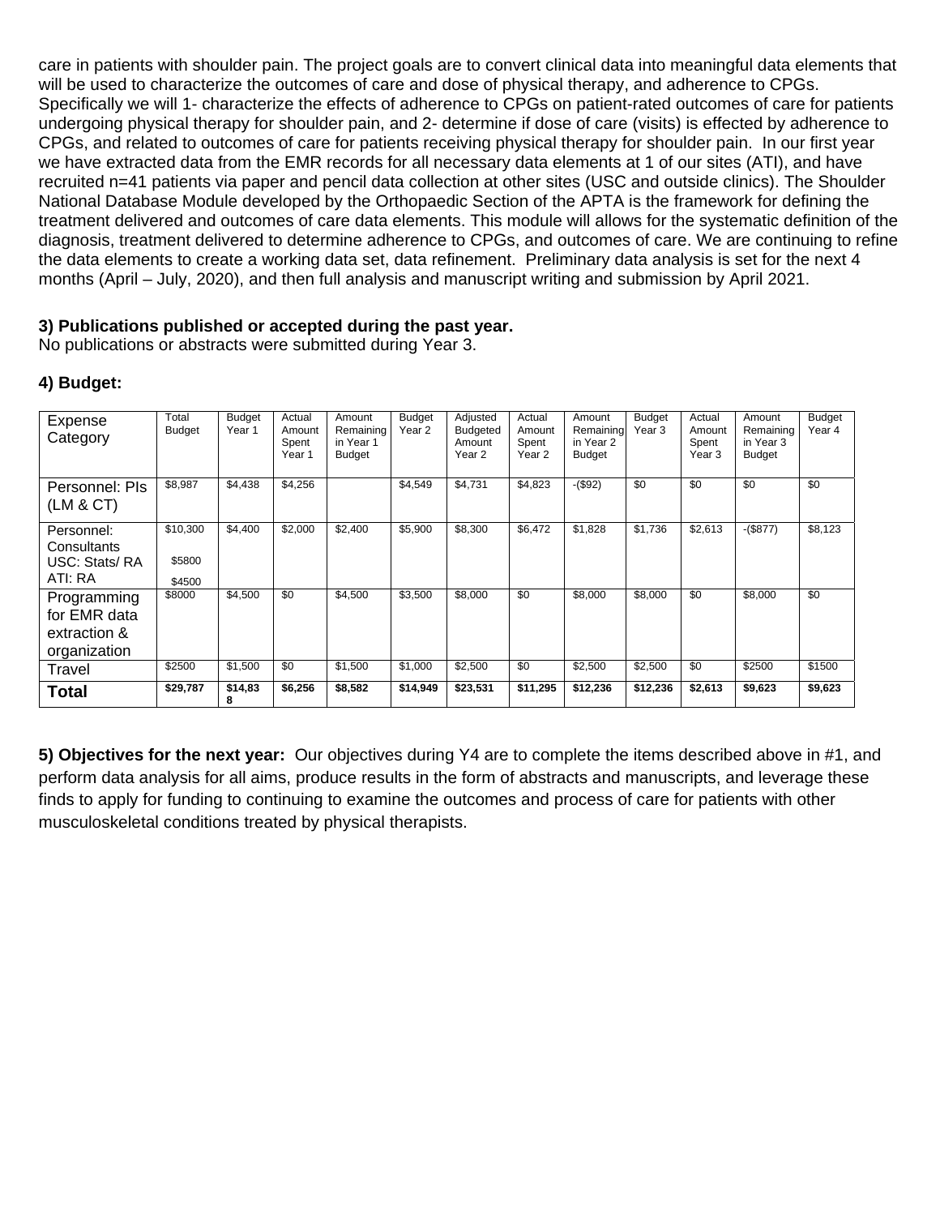care in patients with shoulder pain. The project goals are to convert clinical data into meaningful data elements that will be used to characterize the outcomes of care and dose of physical therapy, and adherence to CPGs. Specifically we will 1- characterize the effects of adherence to CPGs on patient-rated outcomes of care for patients undergoing physical therapy for shoulder pain, and 2- determine if dose of care (visits) is effected by adherence to CPGs, and related to outcomes of care for patients receiving physical therapy for shoulder pain. In our first year we have extracted data from the EMR records for all necessary data elements at 1 of our sites (ATI), and have recruited n=41 patients via paper and pencil data collection at other sites (USC and outside clinics). The Shoulder National Database Module developed by the Orthopaedic Section of the APTA is the framework for defining the treatment delivered and outcomes of care data elements. This module will allows for the systematic definition of the diagnosis, treatment delivered to determine adherence to CPGs, and outcomes of care. We are continuing to refine the data elements to create a working data set, data refinement. Preliminary data analysis is set for the next 4 months (April – July, 2020), and then full analysis and manuscript writing and submission by April 2021.

**3) Publications published or accepted during the past year.**

No publications or abstracts were submitted during Year 3.

**4) Budget:**

| Expense Category | Total Budget | Budget Year 1 | Actual Amount Spent Year 1 | Amount Remaining in Year 1 Budget | Budget Year 2 | Adjusted Budgeted Amount Year 2 | Actual Amount Spent Year 2 | Amount Remaining in Year 2 Budget | Budget Year 3 | Actual Amount Spent Year 3 | Amount Remaining in Year 3 Budget | Budget Year 4 |
|---|---|---|---|---|---|---|---|---|---|---|---|---|
| Personnel: PIs (LM & CT) | $8,987 | $4,438 | $4,256 | | $4,549 | $4,731 | $4,823 | -($92) | $0 | $0 | $0 | $0 |
| Personnel: Consultants USC: Stats/ RA ATI: RA | $10,300 $5800 $4500 | $4,400 | $2,000 | $2,400 | $5,900 | $8,300 | $6,472 | $1,828 | $1,736 | $2,613 | -($877) | $8,123 |
| Programming for EMR data extraction & organization | $8000 | $4,500 | $0 | $4,500 | $3,500 | $8,000 | $0 | $8,000 | $8,000 | $0 | $8,000 | $0 |
| Travel | $2500 | $1,500 | $0 | $1,500 | $1,000 | $2,500 | $0 | $2,500 | $2,500 | $0 | $2500 | $1500 |
| **Total** | **$29,787** | **$14,838** | **$6,256** | **$8,582** | **$14,949** | **$23,531** | **$11,295** | **$12,236** | **$12,236** | **$2,613** | **$9,623** | **$9,623** |

**5) Objectives for the next year:** Our objectives during Y4 are to complete the items described above in #1, and perform data analysis for all aims, produce results in the form of abstracts and manuscripts, and leverage these finds to apply for funding to continuing to examine the outcomes and process of care for patients with other musculoskeletal conditions treated by physical therapists.